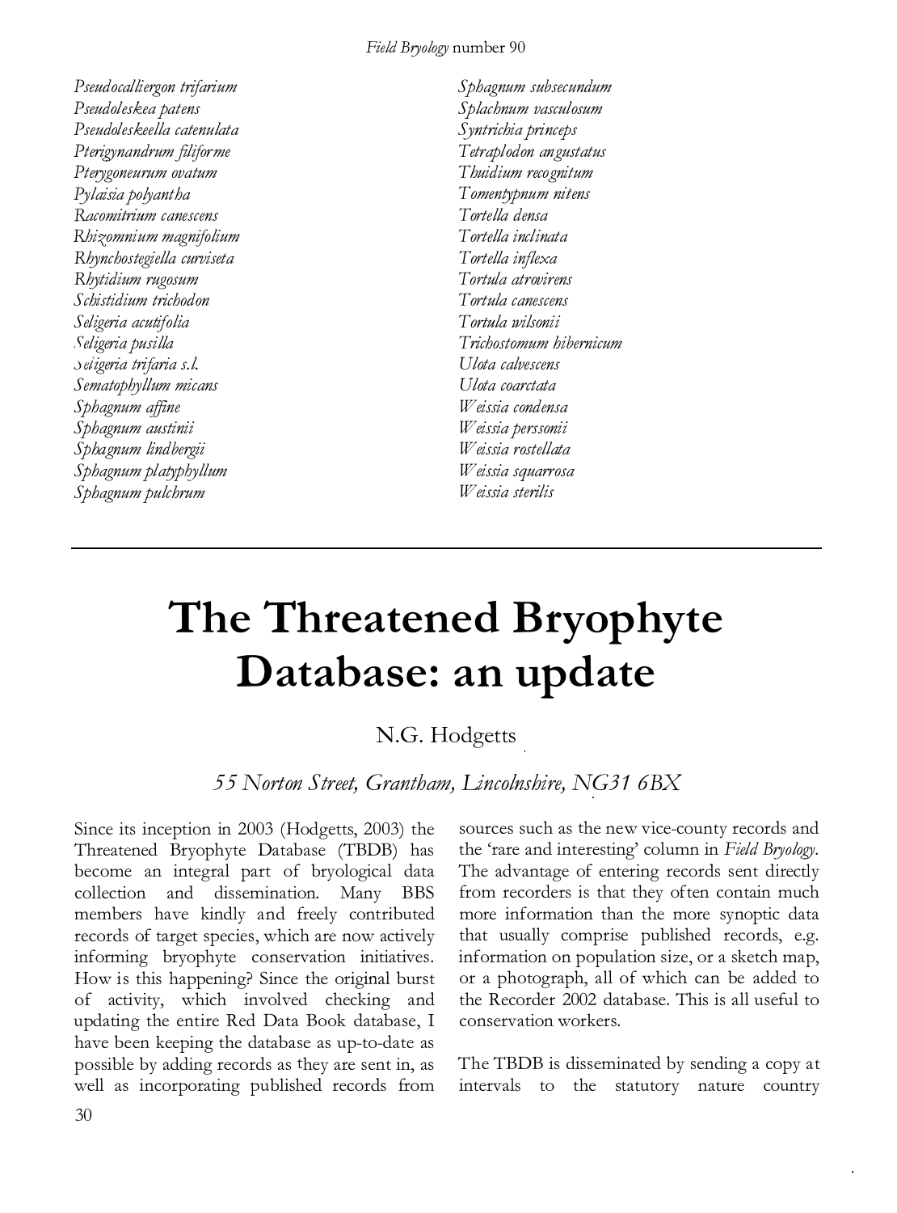*Pseudocalliergon trifarium*
*Pseudoleskea patens*
*Pseudoleskeella catenulata*
*Pterigynandrum filiforme*
*Pterygoneurum ovatum*
*Pylaisia polyantha*
*Racomitrium canescens*
*Rhizomnium magnifolium*
*Rhynchostegiella curviseta*
*Rhytidium rugosum*
*Schistidium trichodon*
*Seligeria acutifolia*
*Seligeria pusilla*
*Seligeria trifaria s.l.*
*Sematophyllum micans*
*Sphagnum affine*
*Sphagnum austinii*
*Sphagnum lindbergii*
*Sphagnum platyphyllum*
*Sphagnum pulchrum*
*Sphagnum subsecundum*
*Splachnum vasculosum*
*Syntrichia princeps*
*Tetraplodon angustatus*
*Thuidium recognitum*
*Tomentypnum nitens*
*Tortella densa*
*Tortella inclinata*
*Tortella inflexa*
*Tortula atrovirens*
*Tortula canescens*
*Tortula wilsonii*
*Trichostomum hibernicum*
*Ulota calvescens*
*Ulota coarctata*
*Weissia condensa*
*Weissia perssonii*
*Weissia rostellata*
*Weissia squarrosa*
*Weissia sterilis*

---

# The Threatened Bryophyte Database: an update

N.G. Hodgetts

*55 Norton Street, Grantham, Lincolnshire, NG31 6BX*

Since its inception in 2003 (Hodgetts, 2003) the Threatened Bryophyte Database (TBDB) has become an integral part of bryological data collection and dissemination. Many BBS members have kindly and freely contributed records of target species, which are now actively informing bryophyte conservation initiatives. How is this happening? Since the original burst of activity, which involved checking and updating the entire Red Data Book database, I have been keeping the database as up-to-date as possible by adding records as they are sent in, as well as incorporating published records from sources such as the new vice-county records and the 'rare and interesting' column in *Field Bryology*. The advantage of entering records sent directly from recorders is that they often contain much more information than the more synoptic data that usually comprise published records, e.g. information on population size, or a sketch map, or a photograph, all of which can be added to the Recorder 2002 database. This is all useful to conservation workers.

The TBDB is disseminated by sending a copy at intervals to the statutory nature country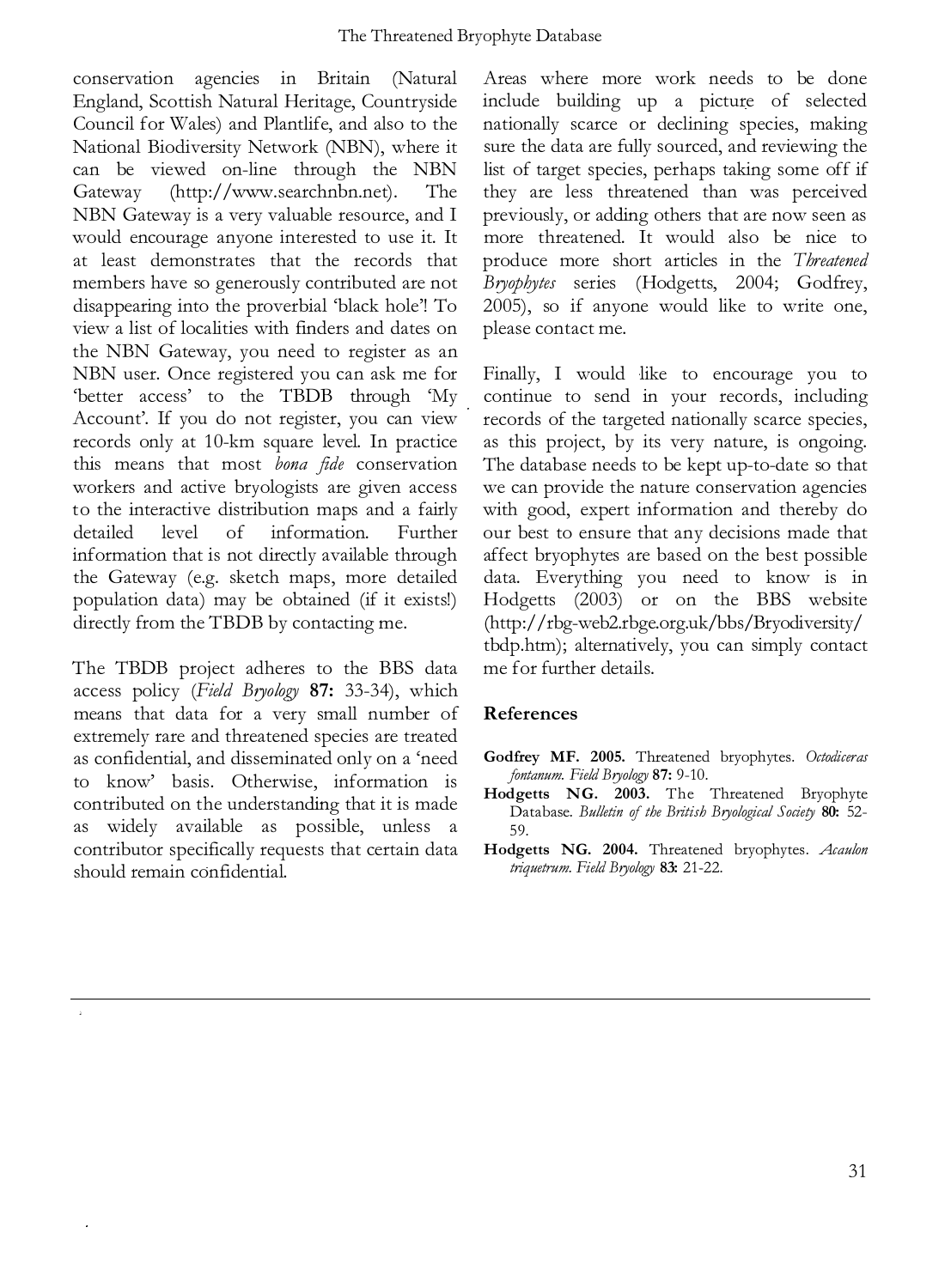conservation agencies in Britain (Natural England, Scottish Natural Heritage, Countryside Council for Wales) and Plantlife, and also to the National Biodiversity Network (NBN), where it can be viewed on-line through the NBN Gateway (http://www.searchnbn.net). The NBN Gateway is a very valuable resource, and I would encourage anyone interested to use it. It at least demonstrates that the records that members have so generously contributed are not disappearing into the proverbial 'black hole'! To view a list of localities with finders and dates on the NBN Gateway, you need to register as an NBN user. Once registered you can ask me for 'better access' to the TBDB through 'My Account'. If you do not register, you can view records only at 10-km square level. In practice this means that most *bona fide* conservation workers and active bryologists are given access to the interactive distribution maps and a fairly detailed level of information. Further information that is not directly available through the Gateway (e.g. sketch maps, more detailed population data) may be obtained (if it exists!) directly from the TBDB by contacting me.

The TBDB project adheres to the BBS data access policy (*Field Bryology* **87:** 33-34), which means that data for a very small number of extremely rare and threatened species are treated as confidential, and disseminated only on a 'need to know' basis. Otherwise, information is contributed on the understanding that it is made as widely available as possible, unless a contributor specifically requests that certain data should remain confidential.

Areas where more work needs to be done include building up a picture of selected nationally scarce or declining species, making sure the data are fully sourced, and reviewing the list of target species, perhaps taking some off if they are less threatened than was perceived previously, or adding others that are now seen as more threatened. It would also be nice to produce more short articles in the *Threatened Bryophytes* series (Hodgetts, 2004; Godfrey, 2005), so if anyone would like to write one, please contact me.

Finally, I would like to encourage you to continue to send in your records, including records of the targeted nationally scarce species, as this project, by its very nature, is ongoing. The database needs to be kept up-to-date so that we can provide the nature conservation agencies with good, expert information and thereby do our best to ensure that any decisions made that affect bryophytes are based on the best possible data. Everything you need to know is in Hodgetts (2003) or on the BBS website (http://rbg-web2.rbge.org.uk/bbs/Bryodiversity/tbdp.htm); alternatively, you can simply contact me for further details.

## References

**Godfrey MF. 2005.** Threatened bryophytes. *Octodiceras fontanum*. *Field Bryology* **87:** 9-10.

**Hodgetts NG. 2003.** The Threatened Bryophyte Database. *Bulletin of the British Bryological Society* **80:** 52-59.

**Hodgetts NG. 2004.** Threatened bryophytes. *Acaulon triquetrum*. *Field Bryology* **83:** 21-22.